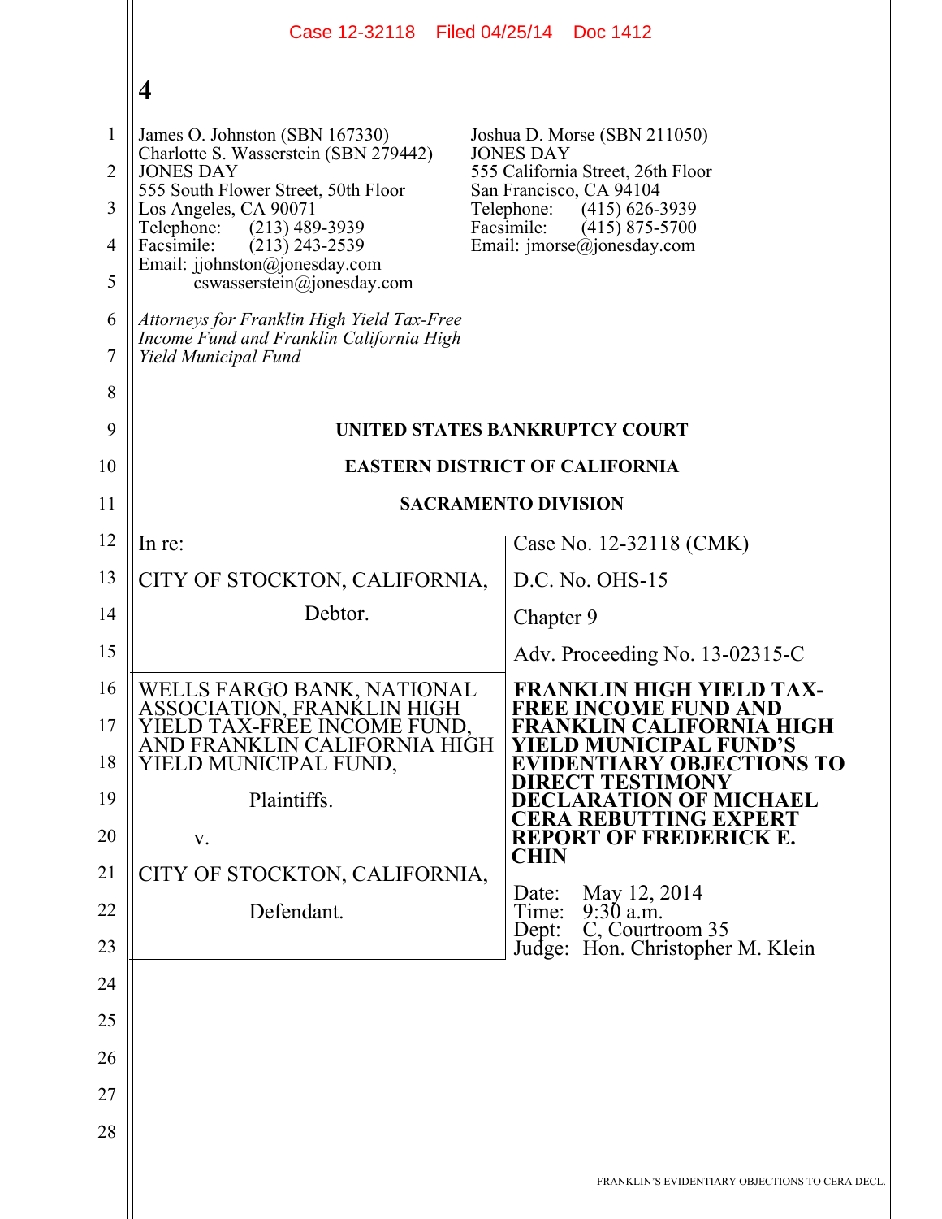James O. Johnston (SBN 167330)
Charlotte S. Wasserstein (SBN 279442)
JONES DAY
555 South Flower Street, 50th Floor
Los Angeles, CA 90071
Telephone: (213) 489-3939
Facsimile: (213) 243-2539
Email: jjohnston@jonesday.com
cswasserstein@jonesday.com

Joshua D. Morse (SBN 211050)
JONES DAY
555 California Street, 26th Floor
San Francisco, CA 94104
Telephone: (415) 626-3939
Facsimile: (415) 875-5700
Email: jmorse@jonesday.com

*Attorneys for Franklin High Yield Tax-Free Income Fund and Franklin California High Yield Municipal Fund*

**UNITED STATES BANKRUPTCY COURT**

**EASTERN DISTRICT OF CALIFORNIA**

**SACRAMENTO DIVISION**

| | |
|---|---|
| In re: | Case No. 12-32118 (CMK) |
| CITY OF STOCKTON, CALIFORNIA, | D.C. No. OHS-15 |
| Debtor. | Chapter 9 |
| | Adv. Proceeding No. 13-02315-C |
| WELLS FARGO BANK, NATIONAL ASSOCIATION, FRANKLIN HIGH YIELD TAX-FREE INCOME FUND, AND FRANKLIN CALIFORNIA HIGH YIELD MUNICIPAL FUND, Plaintiffs. v. CITY OF STOCKTON, CALIFORNIA, Defendant. | **FRANKLIN HIGH YIELD TAX-FREE INCOME FUND AND FRANKLIN CALIFORNIA HIGH YIELD MUNICIPAL FUND'S EVIDENTIARY OBJECTIONS TO DIRECT TESTIMONY DECLARATION OF MICHAEL CERA REBUTTING EXPERT REPORT OF FREDERICK E. CHIN** Date: May 12, 2014 Time: 9:30 a.m. Dept: C, Courtroom 35 Judge: Hon. Christopher M. Klein |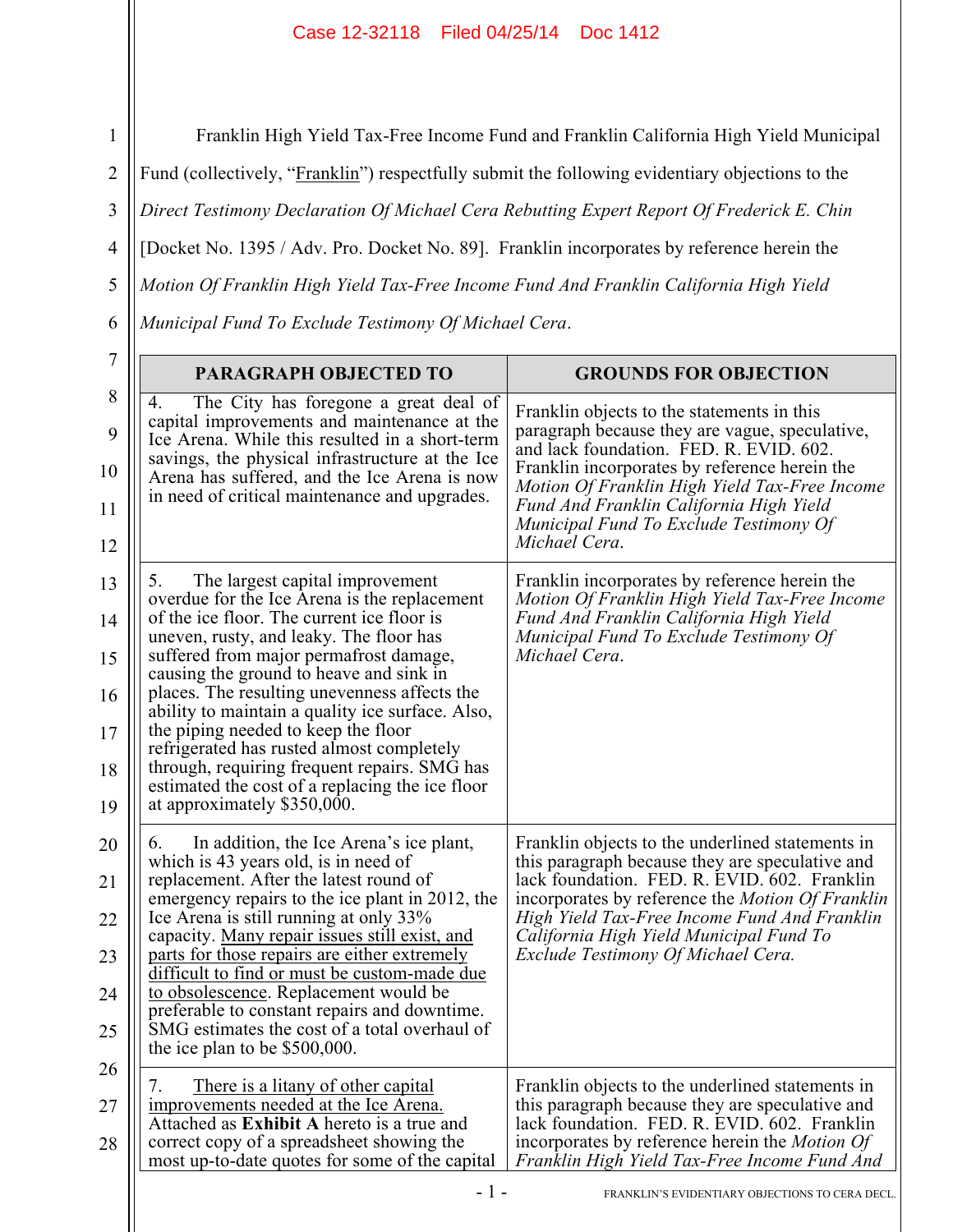Franklin High Yield Tax-Free Income Fund and Franklin California High Yield Municipal Fund (collectively, "Franklin") respectfully submit the following evidentiary objections to the *Direct Testimony Declaration Of Michael Cera Rebutting Expert Report Of Frederick E. Chin* [Docket No. 1395 / Adv. Pro. Docket No. 89]. Franklin incorporates by reference herein the *Motion Of Franklin High Yield Tax-Free Income Fund And Franklin California High Yield Municipal Fund To Exclude Testimony Of Michael Cera*.

| PARAGRAPH OBJECTED TO | GROUNDS FOR OBJECTION |
|---|---|
| 4. The City has foregone a great deal of capital improvements and maintenance at the Ice Arena. While this resulted in a short-term savings, the physical infrastructure at the Ice Arena has suffered, and the Ice Arena is now in need of critical maintenance and upgrades. | Franklin objects to the statements in this paragraph because they are vague, speculative, and lack foundation. FED. R. EVID. 602. Franklin incorporates by reference herein the *Motion Of Franklin High Yield Tax-Free Income Fund And Franklin California High Yield Municipal Fund To Exclude Testimony Of Michael Cera*. |
| 5. The largest capital improvement overdue for the Ice Arena is the replacement of the ice floor. The current ice floor is uneven, rusty, and leaky. The floor has suffered from major permafrost damage, causing the ground to heave and sink in places. The resulting unevenness affects the ability to maintain a quality ice surface. Also, the piping needed to keep the floor refrigerated has rusted almost completely through, requiring frequent repairs. SMG has estimated the cost of a replacing the ice floor at approximately $350,000. | Franklin incorporates by reference herein the *Motion Of Franklin High Yield Tax-Free Income Fund And Franklin California High Yield Municipal Fund To Exclude Testimony Of Michael Cera*. |
| 6. In addition, the Ice Arena's ice plant, which is 43 years old, is in need of replacement. After the latest round of emergency repairs to the ice plant in 2012, the Ice Arena is still running at only 33% capacity. <u>Many repair issues still exist, and parts for those repairs are either extremely difficult to find or must be custom-made due to obsolescence</u>. Replacement would be preferable to constant repairs and downtime. SMG estimates the cost of a total overhaul of the ice plan to be $500,000. | Franklin objects to the underlined statements in this paragraph because they are speculative and lack foundation. FED. R. EVID. 602. Franklin incorporates by reference the *Motion Of Franklin High Yield Tax-Free Income Fund And Franklin California High Yield Municipal Fund To Exclude Testimony Of Michael Cera.* |
| 7. <u>There is a litany of other capital improvements needed at the Ice Arena.</u> Attached as **Exhibit A** hereto is a true and correct copy of a spreadsheet showing the most up-to-date quotes for some of the capital | Franklin objects to the underlined statements in this paragraph because they are speculative and lack foundation. FED. R. EVID. 602. Franklin incorporates by reference herein the *Motion Of Franklin High Yield Tax-Free Income Fund And* |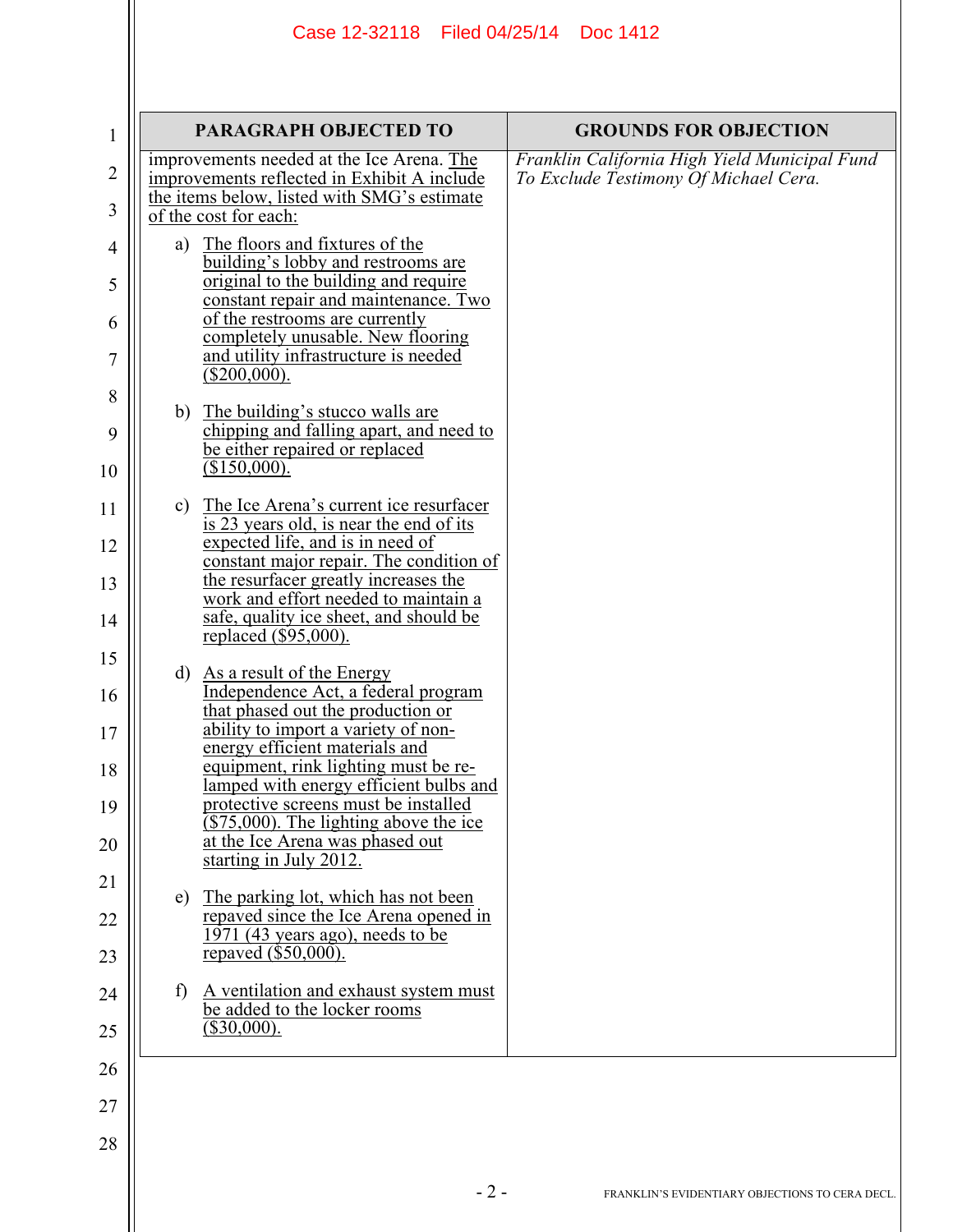| PARAGRAPH OBJECTED TO | GROUNDS FOR OBJECTION |
|---|---|
| improvements needed at the Ice Arena. The improvements reflected in Exhibit A include the items below, listed with SMG's estimate of the cost for each:<br><br>a) The floors and fixtures of the building's lobby and restrooms are original to the building and require constant repair and maintenance. Two of the restrooms are currently completely unusable. New flooring and utility infrastructure is needed ($200,000).<br><br>b) The building's stucco walls are chipping and falling apart, and need to be either repaired or replaced ($150,000).<br><br>c) The Ice Arena's current ice resurfacer is 23 years old, is near the end of its expected life, and is in need of constant major repair. The condition of the resurfacer greatly increases the work and effort needed to maintain a safe, quality ice sheet, and should be replaced ($95,000).<br><br>d) As a result of the Energy Independence Act, a federal program that phased out the production or ability to import a variety of non-energy efficient materials and equipment, rink lighting must be re-lamped with energy efficient bulbs and protective screens must be installed ($75,000). The lighting above the ice at the Ice Arena was phased out starting in July 2012.<br><br>e) The parking lot, which has not been repaved since the Ice Arena opened in 1971 (43 years ago), needs to be repaved ($50,000).<br><br>f) A ventilation and exhaust system must be added to the locker rooms ($30,000). | *Franklin California High Yield Municipal Fund To Exclude Testimony Of Michael Cera.* |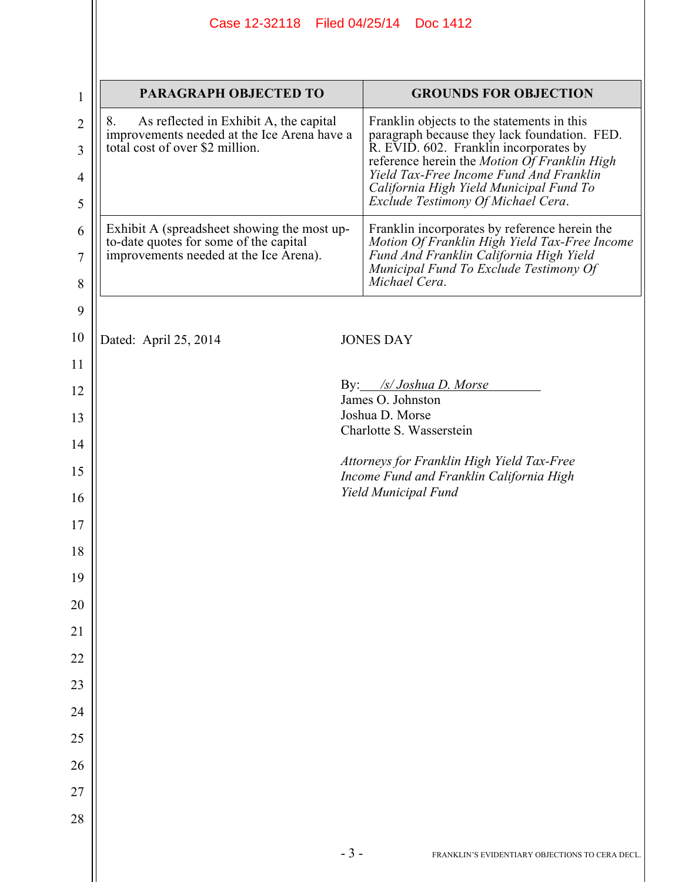| PARAGRAPH OBJECTED TO | GROUNDS FOR OBJECTION |
|---|---|
| 8. As reflected in Exhibit A, the capital improvements needed at the Ice Arena have a total cost of over $2 million. | Franklin objects to the statements in this paragraph because they lack foundation. FED. R. EVID. 602. Franklin incorporates by reference herein the *Motion Of Franklin High Yield Tax-Free Income Fund And Franklin California High Yield Municipal Fund To Exclude Testimony Of Michael Cera*. |
| Exhibit A (spreadsheet showing the most up-to-date quotes for some of the capital improvements needed at the Ice Arena). | Franklin incorporates by reference herein the *Motion Of Franklin High Yield Tax-Free Income Fund And Franklin California High Yield Municipal Fund To Exclude Testimony Of Michael Cera*. |

Dated: April 25, 2014

JONES DAY

By: */s/ Joshua D. Morse*
James O. Johnston
Joshua D. Morse
Charlotte S. Wasserstein

*Attorneys for Franklin High Yield Tax-Free Income Fund and Franklin California High Yield Municipal Fund*